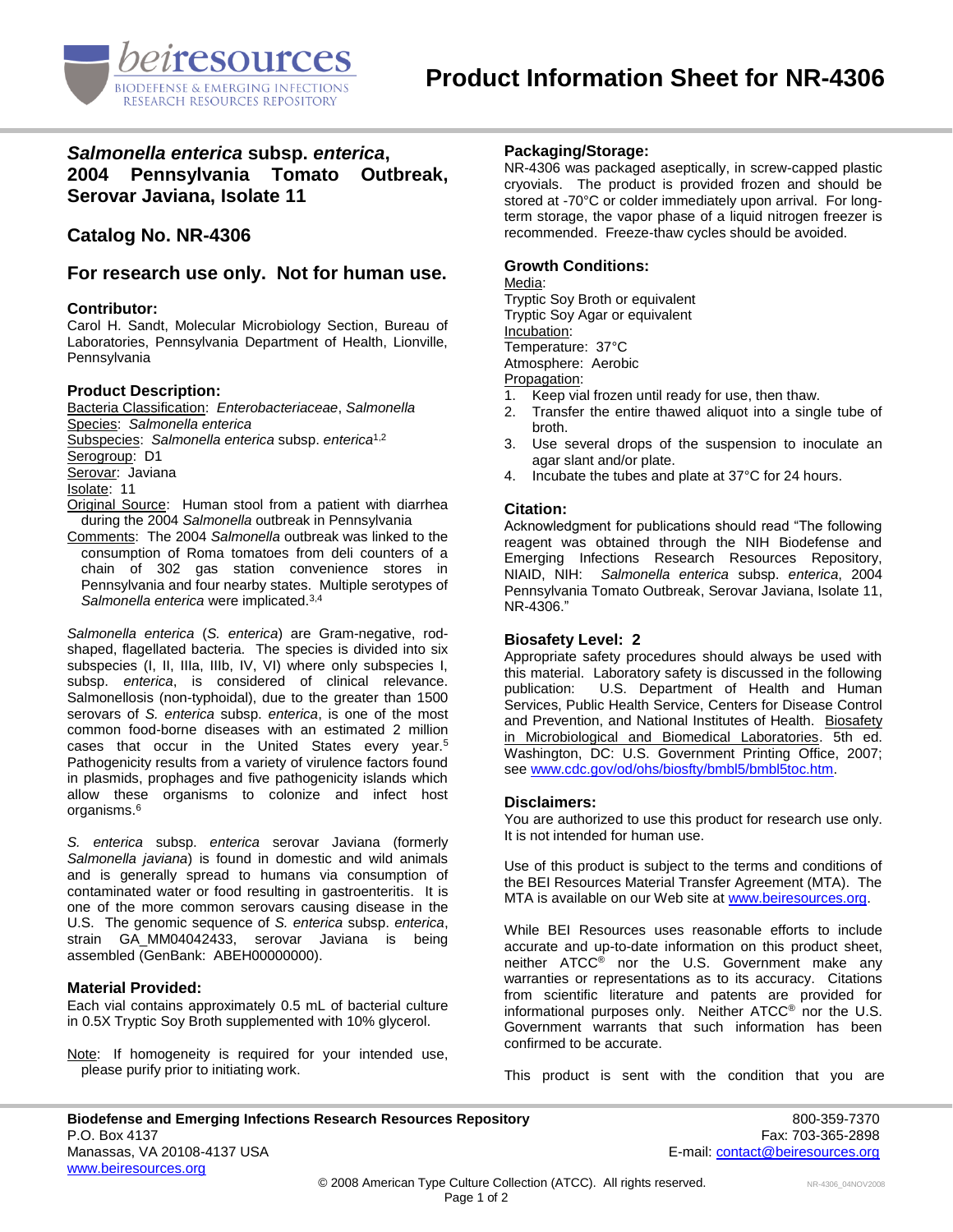# Product Information Sheet for NR-4306

## *Salmonella enterica* subsp. *enterica*, 2004 Pennsylvania Tomato Outbreak, Serovar Javiana, Isolate 11

## Catalog No. NR-4306

## For research use only. Not for human use.

### Contributor:

Carol H. Sandt, Molecular Microbiology Section, Bureau of Laboratories, Pennsylvania Department of Health, Lionville, Pennsylvania

### Product Description:

Bacteria Classification: *Enterobacteriaceae*, *Salmonella*
Species: *Salmonella enterica*
Subspecies: *Salmonella enterica* subsp. *enterica*[1,2]
Serogroup: D1
Serovar: Javiana
Isolate: 11
Original Source: Human stool from a patient with diarrhea during the 2004 *Salmonella* outbreak in Pennsylvania
Comments: The 2004 *Salmonella* outbreak was linked to the consumption of Roma tomatoes from deli counters of a chain of 302 gas station convenience stores in Pennsylvania and four nearby states. Multiple serotypes of *Salmonella enterica* were implicated.[3,4]

*Salmonella enterica* (*S. enterica*) are Gram-negative, rod-shaped, flagellated bacteria. The species is divided into six subspecies (I, II, IIIa, IIIb, IV, VI) where only subspecies I, subsp. *enterica*, is considered of clinical relevance. Salmonellosis (non-typhoidal), due to the greater than 1500 serovars of *S. enterica* subsp. *enterica*, is one of the most common food-borne diseases with an estimated 2 million cases that occur in the United States every year.[5] Pathogenicity results from a variety of virulence factors found in plasmids, prophages and five pathogenicity islands which allow these organisms to colonize and infect host organisms.[6]

*S. enterica* subsp. *enterica* serovar Javiana (formerly *Salmonella javiana*) is found in domestic and wild animals and is generally spread to humans via consumption of contaminated water or food resulting in gastroenteritis. It is one of the more common serovars causing disease in the U.S. The genomic sequence of *S. enterica* subsp. *enterica*, strain GA_MM04042433, serovar Javiana is being assembled (GenBank: ABEH00000000).

### Material Provided:

Each vial contains approximately 0.5 mL of bacterial culture in 0.5X Tryptic Soy Broth supplemented with 10% glycerol.

Note: If homogeneity is required for your intended use, please purify prior to initiating work.

### Packaging/Storage:

NR-4306 was packaged aseptically, in screw-capped plastic cryovials. The product is provided frozen and should be stored at -70°C or colder immediately upon arrival. For long-term storage, the vapor phase of a liquid nitrogen freezer is recommended. Freeze-thaw cycles should be avoided.

### Growth Conditions:

Media:
Tryptic Soy Broth or equivalent
Tryptic Soy Agar or equivalent
Incubation:
Temperature: 37°C
Atmosphere: Aerobic
Propagation:

1. Keep vial frozen until ready for use, then thaw.
2. Transfer the entire thawed aliquot into a single tube of broth.
3. Use several drops of the suspension to inoculate an agar slant and/or plate.
4. Incubate the tubes and plate at 37°C for 24 hours.

### Citation:

Acknowledgment for publications should read "The following reagent was obtained through the NIH Biodefense and Emerging Infections Research Resources Repository, NIAID, NIH: *Salmonella enterica* subsp. *enterica*, 2004 Pennsylvania Tomato Outbreak, Serovar Javiana, Isolate 11, NR-4306."

### Biosafety Level: 2

Appropriate safety procedures should always be used with this material. Laboratory safety is discussed in the following publication: U.S. Department of Health and Human Services, Public Health Service, Centers for Disease Control and Prevention, and National Institutes of Health. Biosafety in Microbiological and Biomedical Laboratories. 5th ed. Washington, DC: U.S. Government Printing Office, 2007; see www.cdc.gov/od/ohs/biosfty/bmbl5/bmbl5toc.htm.

### Disclaimers:

You are authorized to use this product for research use only. It is not intended for human use.

Use of this product is subject to the terms and conditions of the BEI Resources Material Transfer Agreement (MTA). The MTA is available on our Web site at www.beiresources.org.

While BEI Resources uses reasonable efforts to include accurate and up-to-date information on this product sheet, neither ATCC® nor the U.S. Government make any warranties or representations as to its accuracy. Citations from scientific literature and patents are provided for informational purposes only. Neither ATCC® nor the U.S. Government warrants that such information has been confirmed to be accurate.

This product is sent with the condition that you are

**Biodefense and Emerging Infections Research Resources Repository**
P.O. Box 4137
Manassas, VA 20108-4137 USA
www.beiresources.org
800-359-7370
Fax: 703-365-2898
E-mail: contact@beiresources.org

© 2008 American Type Culture Collection (ATCC). All rights reserved.

NR-4306_04NOV2008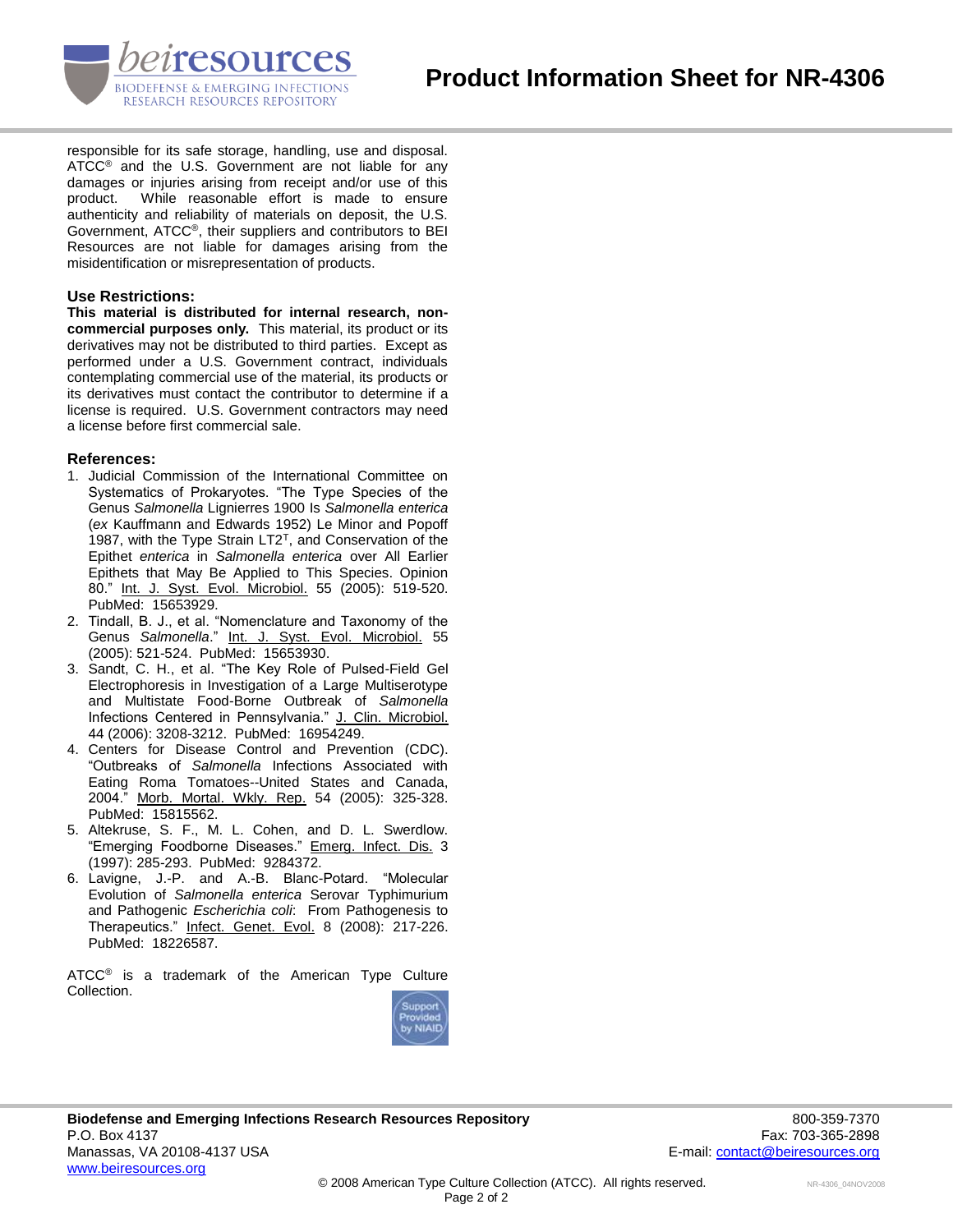responsible for its safe storage, handling, use and disposal. ATCC® and the U.S. Government are not liable for any damages or injuries arising from receipt and/or use of this product. While reasonable effort is made to ensure authenticity and reliability of materials on deposit, the U.S. Government, ATCC®, their suppliers and contributors to BEI Resources are not liable for damages arising from the misidentification or misrepresentation of products.

### Use Restrictions:

**This material is distributed for internal research, non-commercial purposes only.** This material, its product or its derivatives may not be distributed to third parties. Except as performed under a U.S. Government contract, individuals contemplating commercial use of the material, its products or its derivatives must contact the contributor to determine if a license is required. U.S. Government contractors may need a license before first commercial sale.

### References:

1. Judicial Commission of the International Committee on Systematics of Prokaryotes. "The Type Species of the Genus *Salmonella* Lignierres 1900 Is *Salmonella enterica* (*ex* Kauffmann and Edwards 1952) Le Minor and Popoff 1987, with the Type Strain LT2$^T$, and Conservation of the Epithet *enterica* in *Salmonella enterica* over All Earlier Epithets that May Be Applied to This Species. Opinion 80." Int. J. Syst. Evol. Microbiol. 55 (2005): 519-520. PubMed: 15653929.
2. Tindall, B. J., et al. "Nomenclature and Taxonomy of the Genus *Salmonella*." Int. J. Syst. Evol. Microbiol. 55 (2005): 521-524. PubMed: 15653930.
3. Sandt, C. H., et al. "The Key Role of Pulsed-Field Gel Electrophoresis in Investigation of a Large Multiserotype and Multistate Food-Borne Outbreak of *Salmonella* Infections Centered in Pennsylvania." J. Clin. Microbiol. 44 (2006): 3208-3212. PubMed: 16954249.
4. Centers for Disease Control and Prevention (CDC). "Outbreaks of *Salmonella* Infections Associated with Eating Roma Tomatoes--United States and Canada, 2004." Morb. Mortal. Wkly. Rep. 54 (2005): 325-328. PubMed: 15815562.
5. Altekruse, S. F., M. L. Cohen, and D. L. Swerdlow. "Emerging Foodborne Diseases." Emerg. Infect. Dis. 3 (1997): 285-293. PubMed: 9284372.
6. Lavigne, J.-P. and A.-B. Blanc-Potard. "Molecular Evolution of *Salmonella enterica* Serovar Typhimurium and Pathogenic *Escherichia coli*: From Pathogenesis to Therapeutics." Infect. Genet. Evol. 8 (2008): 217-226. PubMed: 18226587.

ATCC® is a trademark of the American Type Culture Collection.

**Biodefense and Emerging Infections Research Resources Repository**
P.O. Box 4137
Manassas, VA 20108-4137 USA
www.beiresources.org

800-359-7370
Fax: 703-365-2898
E-mail: contact@beiresources.org

© 2008 American Type Culture Collection (ATCC). All rights reserved.